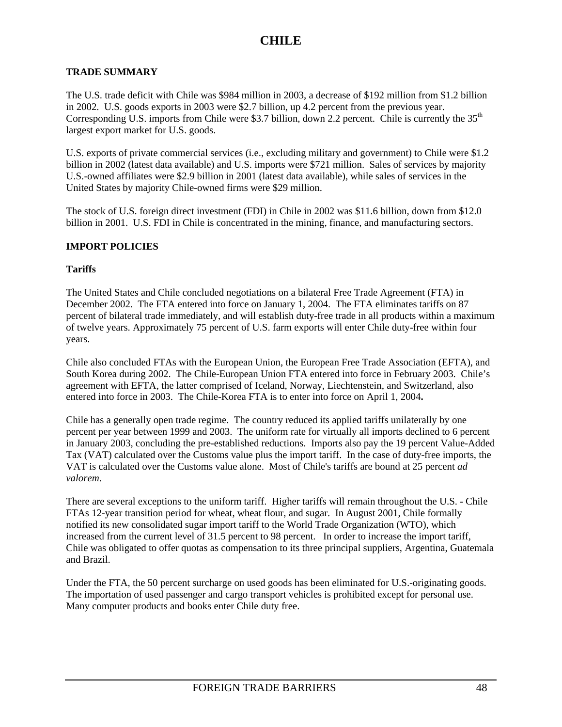# CHILE

## TRADE SUMMARY

The U.S. trade deficit with Chile was $984 million in 2003, a decrease of $192 million from $1.2 billion in 2002. U.S. goods exports in 2003 were $2.7 billion, up 4.2 percent from the previous year. Corresponding U.S. imports from Chile were $3.7 billion, down 2.2 percent. Chile is currently the 35th largest export market for U.S. goods.

U.S. exports of private commercial services (i.e., excluding military and government) to Chile were $1.2 billion in 2002 (latest data available) and U.S. imports were $721 million. Sales of services by majority U.S.-owned affiliates were $2.9 billion in 2001 (latest data available), while sales of services in the United States by majority Chile-owned firms were $29 million.

The stock of U.S. foreign direct investment (FDI) in Chile in 2002 was $11.6 billion, down from $12.0 billion in 2001. U.S. FDI in Chile is concentrated in the mining, finance, and manufacturing sectors.

## IMPORT POLICIES

### Tariffs

The United States and Chile concluded negotiations on a bilateral Free Trade Agreement (FTA) in December 2002. The FTA entered into force on January 1, 2004. The FTA eliminates tariffs on 87 percent of bilateral trade immediately, and will establish duty-free trade in all products within a maximum of twelve years. Approximately 75 percent of U.S. farm exports will enter Chile duty-free within four years.

Chile also concluded FTAs with the European Union, the European Free Trade Association (EFTA), and South Korea during 2002. The Chile-European Union FTA entered into force in February 2003. Chile's agreement with EFTA, the latter comprised of Iceland, Norway, Liechtenstein, and Switzerland, also entered into force in 2003. The Chile-Korea FTA is to enter into force on April 1, 2004**.**

Chile has a generally open trade regime. The country reduced its applied tariffs unilaterally by one percent per year between 1999 and 2003. The uniform rate for virtually all imports declined to 6 percent in January 2003, concluding the pre-established reductions. Imports also pay the 19 percent Value-Added Tax (VAT) calculated over the Customs value plus the import tariff. In the case of duty-free imports, the VAT is calculated over the Customs value alone. Most of Chile's tariffs are bound at 25 percent *ad valorem*.

There are several exceptions to the uniform tariff. Higher tariffs will remain throughout the U.S. - Chile FTAs 12-year transition period for wheat, wheat flour, and sugar. In August 2001, Chile formally notified its new consolidated sugar import tariff to the World Trade Organization (WTO), which increased from the current level of 31.5 percent to 98 percent. In order to increase the import tariff, Chile was obligated to offer quotas as compensation to its three principal suppliers, Argentina, Guatemala and Brazil.

Under the FTA, the 50 percent surcharge on used goods has been eliminated for U.S.-originating goods. The importation of used passenger and cargo transport vehicles is prohibited except for personal use. Many computer products and books enter Chile duty free.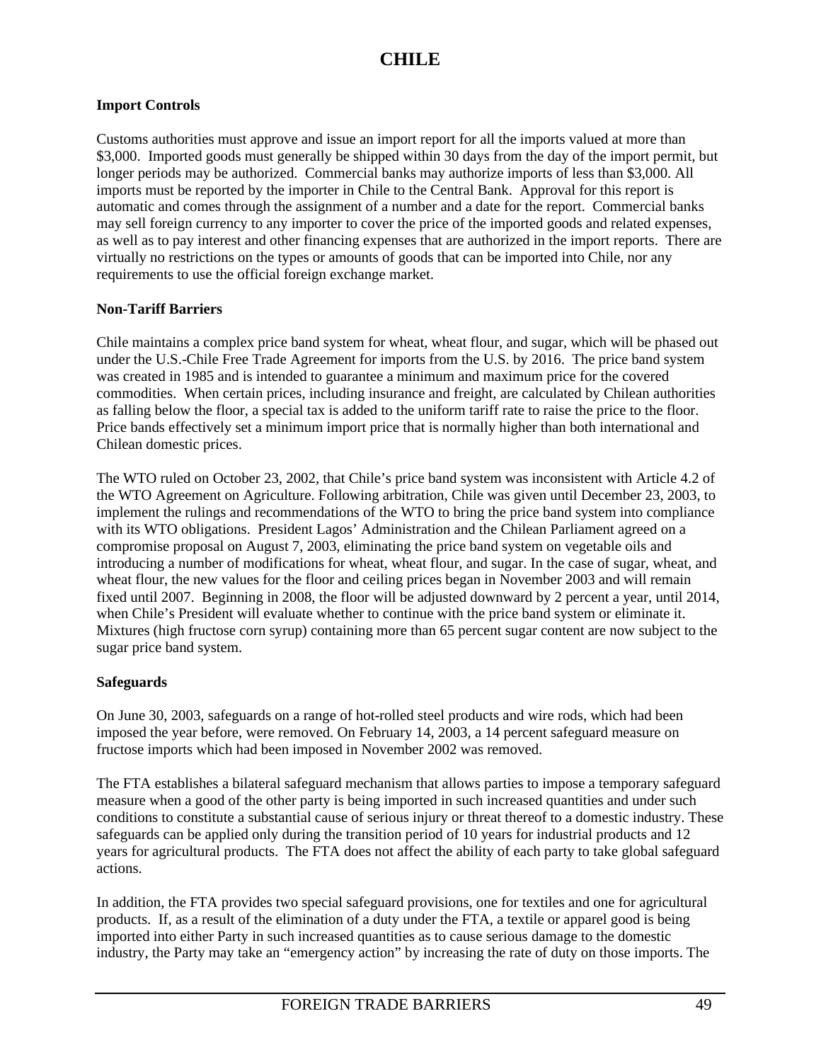# CHILE

**Import Controls**

Customs authorities must approve and issue an import report for all the imports valued at more than $3,000. Imported goods must generally be shipped within 30 days from the day of the import permit, but longer periods may be authorized. Commercial banks may authorize imports of less than $3,000. All imports must be reported by the importer in Chile to the Central Bank. Approval for this report is automatic and comes through the assignment of a number and a date for the report. Commercial banks may sell foreign currency to any importer to cover the price of the imported goods and related expenses, as well as to pay interest and other financing expenses that are authorized in the import reports. There are virtually no restrictions on the types or amounts of goods that can be imported into Chile, nor any requirements to use the official foreign exchange market.

**Non-Tariff Barriers**

Chile maintains a complex price band system for wheat, wheat flour, and sugar, which will be phased out under the U.S.-Chile Free Trade Agreement for imports from the U.S. by 2016. The price band system was created in 1985 and is intended to guarantee a minimum and maximum price for the covered commodities. When certain prices, including insurance and freight, are calculated by Chilean authorities as falling below the floor, a special tax is added to the uniform tariff rate to raise the price to the floor. Price bands effectively set a minimum import price that is normally higher than both international and Chilean domestic prices.

The WTO ruled on October 23, 2002, that Chile's price band system was inconsistent with Article 4.2 of the WTO Agreement on Agriculture. Following arbitration, Chile was given until December 23, 2003, to implement the rulings and recommendations of the WTO to bring the price band system into compliance with its WTO obligations. President Lagos' Administration and the Chilean Parliament agreed on a compromise proposal on August 7, 2003, eliminating the price band system on vegetable oils and introducing a number of modifications for wheat, wheat flour, and sugar. In the case of sugar, wheat, and wheat flour, the new values for the floor and ceiling prices began in November 2003 and will remain fixed until 2007. Beginning in 2008, the floor will be adjusted downward by 2 percent a year, until 2014, when Chile's President will evaluate whether to continue with the price band system or eliminate it. Mixtures (high fructose corn syrup) containing more than 65 percent sugar content are now subject to the sugar price band system.

**Safeguards**

On June 30, 2003, safeguards on a range of hot-rolled steel products and wire rods, which had been imposed the year before, were removed. On February 14, 2003, a 14 percent safeguard measure on fructose imports which had been imposed in November 2002 was removed.

The FTA establishes a bilateral safeguard mechanism that allows parties to impose a temporary safeguard measure when a good of the other party is being imported in such increased quantities and under such conditions to constitute a substantial cause of serious injury or threat thereof to a domestic industry. These safeguards can be applied only during the transition period of 10 years for industrial products and 12 years for agricultural products. The FTA does not affect the ability of each party to take global safeguard actions.

In addition, the FTA provides two special safeguard provisions, one for textiles and one for agricultural products. If, as a result of the elimination of a duty under the FTA, a textile or apparel good is being imported into either Party in such increased quantities as to cause serious damage to the domestic industry, the Party may take an "emergency action" by increasing the rate of duty on those imports. The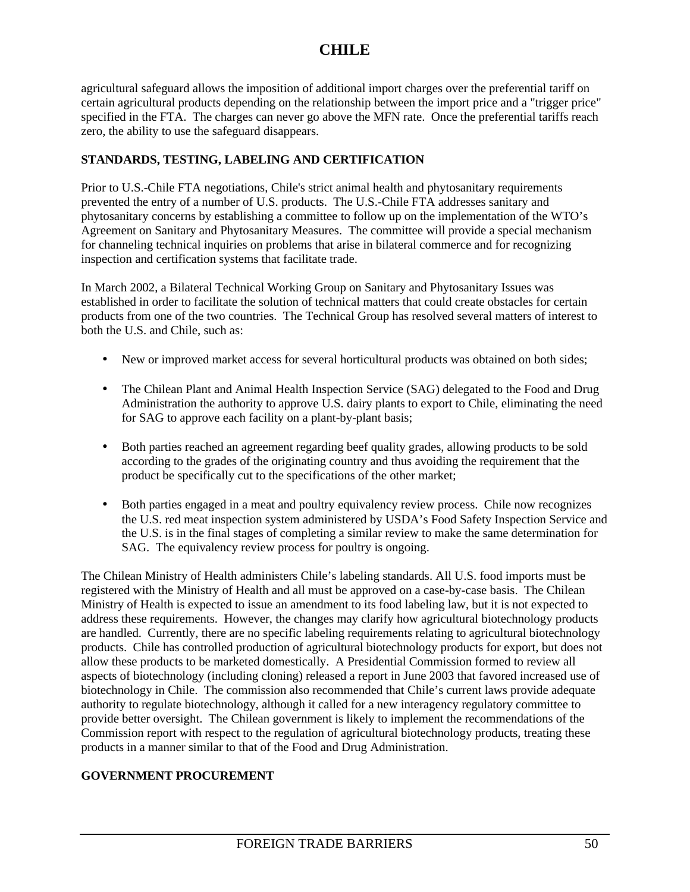agricultural safeguard allows the imposition of additional import charges over the preferential tariff on certain agricultural products depending on the relationship between the import price and a "trigger price" specified in the FTA. The charges can never go above the MFN rate. Once the preferential tariffs reach zero, the ability to use the safeguard disappears.

## STANDARDS, TESTING, LABELING AND CERTIFICATION

Prior to U.S.-Chile FTA negotiations, Chile's strict animal health and phytosanitary requirements prevented the entry of a number of U.S. products. The U.S.-Chile FTA addresses sanitary and phytosanitary concerns by establishing a committee to follow up on the implementation of the WTO's Agreement on Sanitary and Phytosanitary Measures. The committee will provide a special mechanism for channeling technical inquiries on problems that arise in bilateral commerce and for recognizing inspection and certification systems that facilitate trade.

In March 2002, a Bilateral Technical Working Group on Sanitary and Phytosanitary Issues was established in order to facilitate the solution of technical matters that could create obstacles for certain products from one of the two countries. The Technical Group has resolved several matters of interest to both the U.S. and Chile, such as:

- New or improved market access for several horticultural products was obtained on both sides;
- The Chilean Plant and Animal Health Inspection Service (SAG) delegated to the Food and Drug Administration the authority to approve U.S. dairy plants to export to Chile, eliminating the need for SAG to approve each facility on a plant-by-plant basis;
- Both parties reached an agreement regarding beef quality grades, allowing products to be sold according to the grades of the originating country and thus avoiding the requirement that the product be specifically cut to the specifications of the other market;
- Both parties engaged in a meat and poultry equivalency review process. Chile now recognizes the U.S. red meat inspection system administered by USDA's Food Safety Inspection Service and the U.S. is in the final stages of completing a similar review to make the same determination for SAG. The equivalency review process for poultry is ongoing.

The Chilean Ministry of Health administers Chile's labeling standards. All U.S. food imports must be registered with the Ministry of Health and all must be approved on a case-by-case basis. The Chilean Ministry of Health is expected to issue an amendment to its food labeling law, but it is not expected to address these requirements. However, the changes may clarify how agricultural biotechnology products are handled. Currently, there are no specific labeling requirements relating to agricultural biotechnology products. Chile has controlled production of agricultural biotechnology products for export, but does not allow these products to be marketed domestically. A Presidential Commission formed to review all aspects of biotechnology (including cloning) released a report in June 2003 that favored increased use of biotechnology in Chile. The commission also recommended that Chile's current laws provide adequate authority to regulate biotechnology, although it called for a new interagency regulatory committee to provide better oversight. The Chilean government is likely to implement the recommendations of the Commission report with respect to the regulation of agricultural biotechnology products, treating these products in a manner similar to that of the Food and Drug Administration.

## GOVERNMENT PROCUREMENT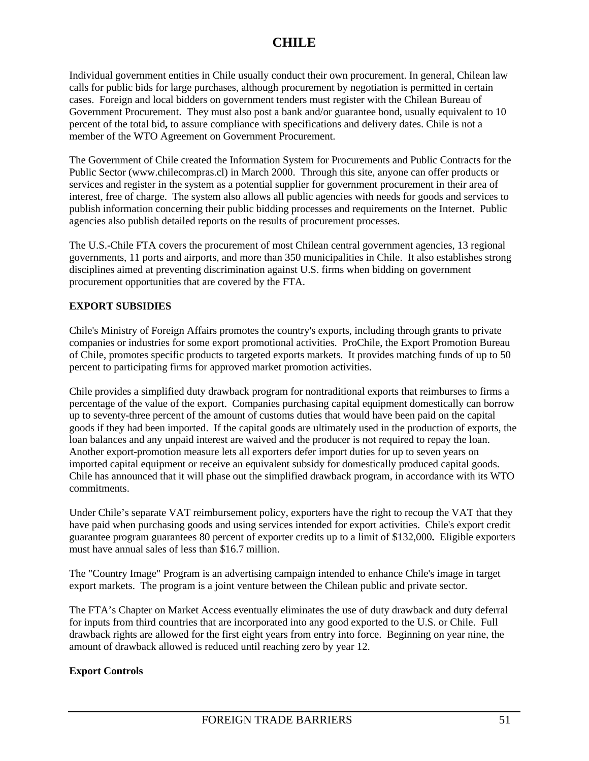Individual government entities in Chile usually conduct their own procurement. In general, Chilean law calls for public bids for large purchases, although procurement by negotiation is permitted in certain cases. Foreign and local bidders on government tenders must register with the Chilean Bureau of Government Procurement. They must also post a bank and/or guarantee bond, usually equivalent to 10 percent of the total bid**,** to assure compliance with specifications and delivery dates. Chile is not a member of the WTO Agreement on Government Procurement.

The Government of Chile created the Information System for Procurements and Public Contracts for the Public Sector (www.chilecompras.cl) in March 2000. Through this site, anyone can offer products or services and register in the system as a potential supplier for government procurement in their area of interest, free of charge. The system also allows all public agencies with needs for goods and services to publish information concerning their public bidding processes and requirements on the Internet. Public agencies also publish detailed reports on the results of procurement processes.

The U.S.-Chile FTA covers the procurement of most Chilean central government agencies, 13 regional governments, 11 ports and airports, and more than 350 municipalities in Chile. It also establishes strong disciplines aimed at preventing discrimination against U.S. firms when bidding on government procurement opportunities that are covered by the FTA.

## EXPORT SUBSIDIES

Chile's Ministry of Foreign Affairs promotes the country's exports, including through grants to private companies or industries for some export promotional activities. ProChile, the Export Promotion Bureau of Chile, promotes specific products to targeted exports markets. It provides matching funds of up to 50 percent to participating firms for approved market promotion activities.

Chile provides a simplified duty drawback program for nontraditional exports that reimburses to firms a percentage of the value of the export. Companies purchasing capital equipment domestically can borrow up to seventy-three percent of the amount of customs duties that would have been paid on the capital goods if they had been imported. If the capital goods are ultimately used in the production of exports, the loan balances and any unpaid interest are waived and the producer is not required to repay the loan. Another export-promotion measure lets all exporters defer import duties for up to seven years on imported capital equipment or receive an equivalent subsidy for domestically produced capital goods. Chile has announced that it will phase out the simplified drawback program, in accordance with its WTO commitments.

Under Chile's separate VAT reimbursement policy, exporters have the right to recoup the VAT that they have paid when purchasing goods and using services intended for export activities. Chile's export credit guarantee program guarantees 80 percent of exporter credits up to a limit of $132,000**.** Eligible exporters must have annual sales of less than $16.7 million.

The "Country Image" Program is an advertising campaign intended to enhance Chile's image in target export markets. The program is a joint venture between the Chilean public and private sector.

The FTA's Chapter on Market Access eventually eliminates the use of duty drawback and duty deferral for inputs from third countries that are incorporated into any good exported to the U.S. or Chile. Full drawback rights are allowed for the first eight years from entry into force. Beginning on year nine, the amount of drawback allowed is reduced until reaching zero by year 12.

### Export Controls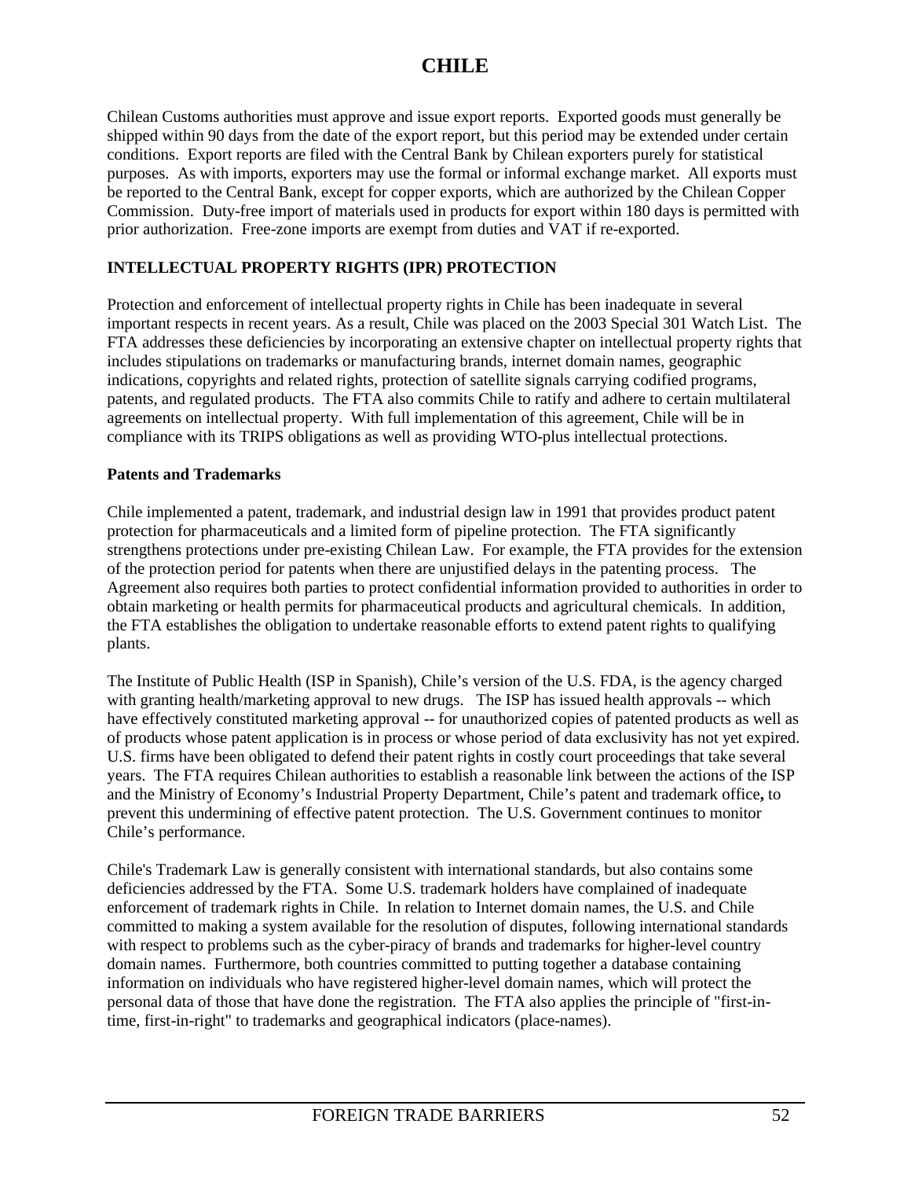Chilean Customs authorities must approve and issue export reports. Exported goods must generally be shipped within 90 days from the date of the export report, but this period may be extended under certain conditions. Export reports are filed with the Central Bank by Chilean exporters purely for statistical purposes. As with imports, exporters may use the formal or informal exchange market. All exports must be reported to the Central Bank, except for copper exports, which are authorized by the Chilean Copper Commission. Duty-free import of materials used in products for export within 180 days is permitted with prior authorization. Free-zone imports are exempt from duties and VAT if re-exported.

## INTELLECTUAL PROPERTY RIGHTS (IPR) PROTECTION

Protection and enforcement of intellectual property rights in Chile has been inadequate in several important respects in recent years. As a result, Chile was placed on the 2003 Special 301 Watch List. The FTA addresses these deficiencies by incorporating an extensive chapter on intellectual property rights that includes stipulations on trademarks or manufacturing brands, internet domain names, geographic indications, copyrights and related rights, protection of satellite signals carrying codified programs, patents, and regulated products. The FTA also commits Chile to ratify and adhere to certain multilateral agreements on intellectual property. With full implementation of this agreement, Chile will be in compliance with its TRIPS obligations as well as providing WTO-plus intellectual protections.

### Patents and Trademarks

Chile implemented a patent, trademark, and industrial design law in 1991 that provides product patent protection for pharmaceuticals and a limited form of pipeline protection. The FTA significantly strengthens protections under pre-existing Chilean Law. For example, the FTA provides for the extension of the protection period for patents when there are unjustified delays in the patenting process. The Agreement also requires both parties to protect confidential information provided to authorities in order to obtain marketing or health permits for pharmaceutical products and agricultural chemicals. In addition, the FTA establishes the obligation to undertake reasonable efforts to extend patent rights to qualifying plants.

The Institute of Public Health (ISP in Spanish), Chile's version of the U.S. FDA, is the agency charged with granting health/marketing approval to new drugs. The ISP has issued health approvals -- which have effectively constituted marketing approval -- for unauthorized copies of patented products as well as of products whose patent application is in process or whose period of data exclusivity has not yet expired. U.S. firms have been obligated to defend their patent rights in costly court proceedings that take several years. The FTA requires Chilean authorities to establish a reasonable link between the actions of the ISP and the Ministry of Economy's Industrial Property Department, Chile's patent and trademark office**,** to prevent this undermining of effective patent protection. The U.S. Government continues to monitor Chile's performance.

Chile's Trademark Law is generally consistent with international standards, but also contains some deficiencies addressed by the FTA. Some U.S. trademark holders have complained of inadequate enforcement of trademark rights in Chile. In relation to Internet domain names, the U.S. and Chile committed to making a system available for the resolution of disputes, following international standards with respect to problems such as the cyber-piracy of brands and trademarks for higher-level country domain names. Furthermore, both countries committed to putting together a database containing information on individuals who have registered higher-level domain names, which will protect the personal data of those that have done the registration. The FTA also applies the principle of "first-in-time, first-in-right" to trademarks and geographical indicators (place-names).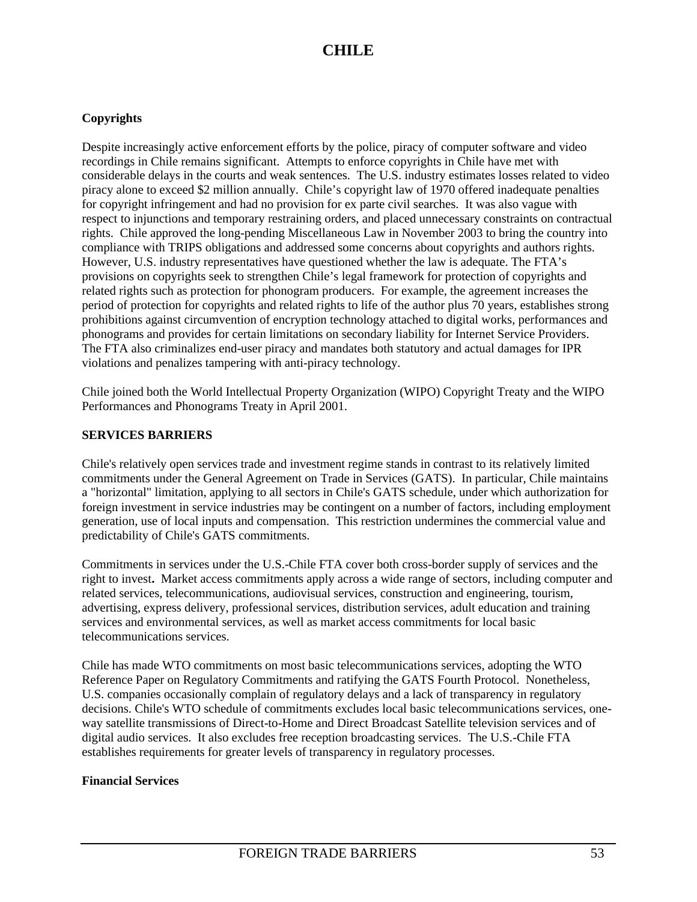**Copyrights**

Despite increasingly active enforcement efforts by the police, piracy of computer software and video recordings in Chile remains significant. Attempts to enforce copyrights in Chile have met with considerable delays in the courts and weak sentences. The U.S. industry estimates losses related to video piracy alone to exceed $2 million annually. Chile's copyright law of 1970 offered inadequate penalties for copyright infringement and had no provision for ex parte civil searches. It was also vague with respect to injunctions and temporary restraining orders, and placed unnecessary constraints on contractual rights. Chile approved the long-pending Miscellaneous Law in November 2003 to bring the country into compliance with TRIPS obligations and addressed some concerns about copyrights and authors rights. However, U.S. industry representatives have questioned whether the law is adequate. The FTA's provisions on copyrights seek to strengthen Chile's legal framework for protection of copyrights and related rights such as protection for phonogram producers. For example, the agreement increases the period of protection for copyrights and related rights to life of the author plus 70 years, establishes strong prohibitions against circumvention of encryption technology attached to digital works, performances and phonograms and provides for certain limitations on secondary liability for Internet Service Providers. The FTA also criminalizes end-user piracy and mandates both statutory and actual damages for IPR violations and penalizes tampering with anti-piracy technology.

Chile joined both the World Intellectual Property Organization (WIPO) Copyright Treaty and the WIPO Performances and Phonograms Treaty in April 2001.

**SERVICES BARRIERS**

Chile's relatively open services trade and investment regime stands in contrast to its relatively limited commitments under the General Agreement on Trade in Services (GATS). In particular, Chile maintains a "horizontal" limitation, applying to all sectors in Chile's GATS schedule, under which authorization for foreign investment in service industries may be contingent on a number of factors, including employment generation, use of local inputs and compensation. This restriction undermines the commercial value and predictability of Chile's GATS commitments.

Commitments in services under the U.S.-Chile FTA cover both cross-border supply of services and the right to invest. Market access commitments apply across a wide range of sectors, including computer and related services, telecommunications, audiovisual services, construction and engineering, tourism, advertising, express delivery, professional services, distribution services, adult education and training services and environmental services, as well as market access commitments for local basic telecommunications services.

Chile has made WTO commitments on most basic telecommunications services, adopting the WTO Reference Paper on Regulatory Commitments and ratifying the GATS Fourth Protocol. Nonetheless, U.S. companies occasionally complain of regulatory delays and a lack of transparency in regulatory decisions. Chile's WTO schedule of commitments excludes local basic telecommunications services, one-way satellite transmissions of Direct-to-Home and Direct Broadcast Satellite television services and of digital audio services. It also excludes free reception broadcasting services. The U.S.-Chile FTA establishes requirements for greater levels of transparency in regulatory processes.

**Financial Services**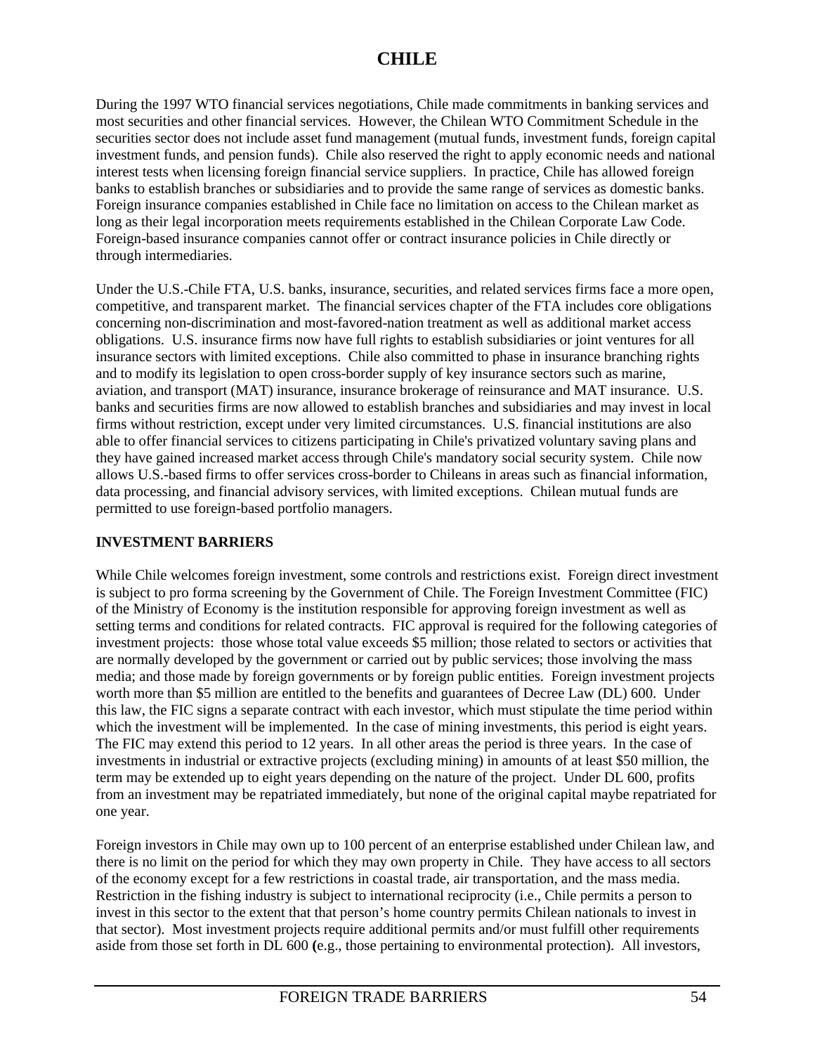# CHILE

During the 1997 WTO financial services negotiations, Chile made commitments in banking services and most securities and other financial services. However, the Chilean WTO Commitment Schedule in the securities sector does not include asset fund management (mutual funds, investment funds, foreign capital investment funds, and pension funds). Chile also reserved the right to apply economic needs and national interest tests when licensing foreign financial service suppliers. In practice, Chile has allowed foreign banks to establish branches or subsidiaries and to provide the same range of services as domestic banks. Foreign insurance companies established in Chile face no limitation on access to the Chilean market as long as their legal incorporation meets requirements established in the Chilean Corporate Law Code. Foreign-based insurance companies cannot offer or contract insurance policies in Chile directly or through intermediaries.

Under the U.S.-Chile FTA, U.S. banks, insurance, securities, and related services firms face a more open, competitive, and transparent market. The financial services chapter of the FTA includes core obligations concerning non-discrimination and most-favored-nation treatment as well as additional market access obligations. U.S. insurance firms now have full rights to establish subsidiaries or joint ventures for all insurance sectors with limited exceptions. Chile also committed to phase in insurance branching rights and to modify its legislation to open cross-border supply of key insurance sectors such as marine, aviation, and transport (MAT) insurance, insurance brokerage of reinsurance and MAT insurance. U.S. banks and securities firms are now allowed to establish branches and subsidiaries and may invest in local firms without restriction, except under very limited circumstances. U.S. financial institutions are also able to offer financial services to citizens participating in Chile's privatized voluntary saving plans and they have gained increased market access through Chile's mandatory social security system. Chile now allows U.S.-based firms to offer services cross-border to Chileans in areas such as financial information, data processing, and financial advisory services, with limited exceptions. Chilean mutual funds are permitted to use foreign-based portfolio managers.

## INVESTMENT BARRIERS

While Chile welcomes foreign investment, some controls and restrictions exist. Foreign direct investment is subject to pro forma screening by the Government of Chile. The Foreign Investment Committee (FIC) of the Ministry of Economy is the institution responsible for approving foreign investment as well as setting terms and conditions for related contracts. FIC approval is required for the following categories of investment projects: those whose total value exceeds $5 million; those related to sectors or activities that are normally developed by the government or carried out by public services; those involving the mass media; and those made by foreign governments or by foreign public entities. Foreign investment projects worth more than $5 million are entitled to the benefits and guarantees of Decree Law (DL) 600. Under this law, the FIC signs a separate contract with each investor, which must stipulate the time period within which the investment will be implemented. In the case of mining investments, this period is eight years. The FIC may extend this period to 12 years. In all other areas the period is three years. In the case of investments in industrial or extractive projects (excluding mining) in amounts of at least $50 million, the term may be extended up to eight years depending on the nature of the project. Under DL 600, profits from an investment may be repatriated immediately, but none of the original capital maybe repatriated for one year.

Foreign investors in Chile may own up to 100 percent of an enterprise established under Chilean law, and there is no limit on the period for which they may own property in Chile. They have access to all sectors of the economy except for a few restrictions in coastal trade, air transportation, and the mass media. Restriction in the fishing industry is subject to international reciprocity (i.e., Chile permits a person to invest in this sector to the extent that that person's home country permits Chilean nationals to invest in that sector). Most investment projects require additional permits and/or must fulfill other requirements aside from those set forth in DL 600 (e.g., those pertaining to environmental protection). All investors,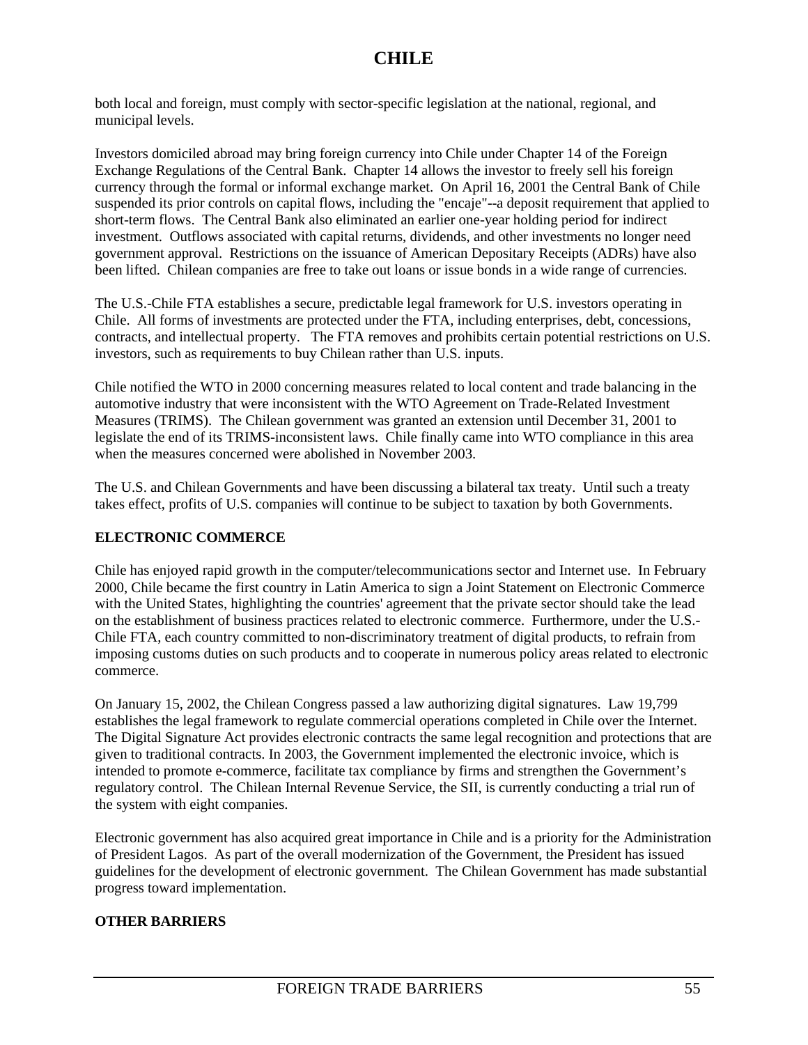both local and foreign, must comply with sector-specific legislation at the national, regional, and municipal levels.

Investors domiciled abroad may bring foreign currency into Chile under Chapter 14 of the Foreign Exchange Regulations of the Central Bank. Chapter 14 allows the investor to freely sell his foreign currency through the formal or informal exchange market. On April 16, 2001 the Central Bank of Chile suspended its prior controls on capital flows, including the "encaje"--a deposit requirement that applied to short-term flows. The Central Bank also eliminated an earlier one-year holding period for indirect investment. Outflows associated with capital returns, dividends, and other investments no longer need government approval. Restrictions on the issuance of American Depositary Receipts (ADRs) have also been lifted. Chilean companies are free to take out loans or issue bonds in a wide range of currencies.

The U.S.-Chile FTA establishes a secure, predictable legal framework for U.S. investors operating in Chile. All forms of investments are protected under the FTA, including enterprises, debt, concessions, contracts, and intellectual property. The FTA removes and prohibits certain potential restrictions on U.S. investors, such as requirements to buy Chilean rather than U.S. inputs.

Chile notified the WTO in 2000 concerning measures related to local content and trade balancing in the automotive industry that were inconsistent with the WTO Agreement on Trade-Related Investment Measures (TRIMS). The Chilean government was granted an extension until December 31, 2001 to legislate the end of its TRIMS-inconsistent laws. Chile finally came into WTO compliance in this area when the measures concerned were abolished in November 2003.

The U.S. and Chilean Governments and have been discussing a bilateral tax treaty. Until such a treaty takes effect, profits of U.S. companies will continue to be subject to taxation by both Governments.

## ELECTRONIC COMMERCE

Chile has enjoyed rapid growth in the computer/telecommunications sector and Internet use. In February 2000, Chile became the first country in Latin America to sign a Joint Statement on Electronic Commerce with the United States, highlighting the countries' agreement that the private sector should take the lead on the establishment of business practices related to electronic commerce. Furthermore, under the U.S.-Chile FTA, each country committed to non-discriminatory treatment of digital products, to refrain from imposing customs duties on such products and to cooperate in numerous policy areas related to electronic commerce.

On January 15, 2002, the Chilean Congress passed a law authorizing digital signatures. Law 19,799 establishes the legal framework to regulate commercial operations completed in Chile over the Internet. The Digital Signature Act provides electronic contracts the same legal recognition and protections that are given to traditional contracts. In 2003, the Government implemented the electronic invoice, which is intended to promote e-commerce, facilitate tax compliance by firms and strengthen the Government's regulatory control. The Chilean Internal Revenue Service, the SII, is currently conducting a trial run of the system with eight companies.

Electronic government has also acquired great importance in Chile and is a priority for the Administration of President Lagos. As part of the overall modernization of the Government, the President has issued guidelines for the development of electronic government. The Chilean Government has made substantial progress toward implementation.

## OTHER BARRIERS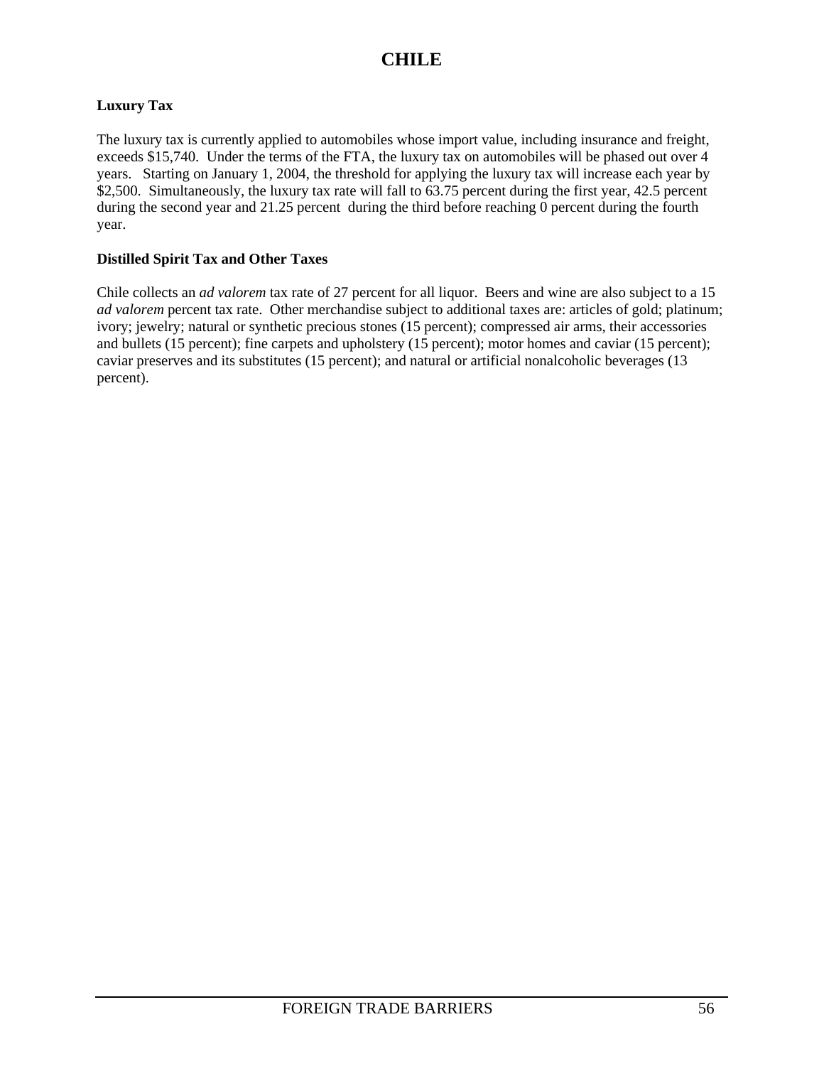# CHILE

### Luxury Tax

The luxury tax is currently applied to automobiles whose import value, including insurance and freight, exceeds $15,740. Under the terms of the FTA, the luxury tax on automobiles will be phased out over 4 years. Starting on January 1, 2004, the threshold for applying the luxury tax will increase each year by $2,500. Simultaneously, the luxury tax rate will fall to 63.75 percent during the first year, 42.5 percent during the second year and 21.25 percent during the third before reaching 0 percent during the fourth year.

### Distilled Spirit Tax and Other Taxes

Chile collects an *ad valorem* tax rate of 27 percent for all liquor. Beers and wine are also subject to a 15 *ad valorem* percent tax rate. Other merchandise subject to additional taxes are: articles of gold; platinum; ivory; jewelry; natural or synthetic precious stones (15 percent); compressed air arms, their accessories and bullets (15 percent); fine carpets and upholstery (15 percent); motor homes and caviar (15 percent); caviar preserves and its substitutes (15 percent); and natural or artificial nonalcoholic beverages (13 percent).